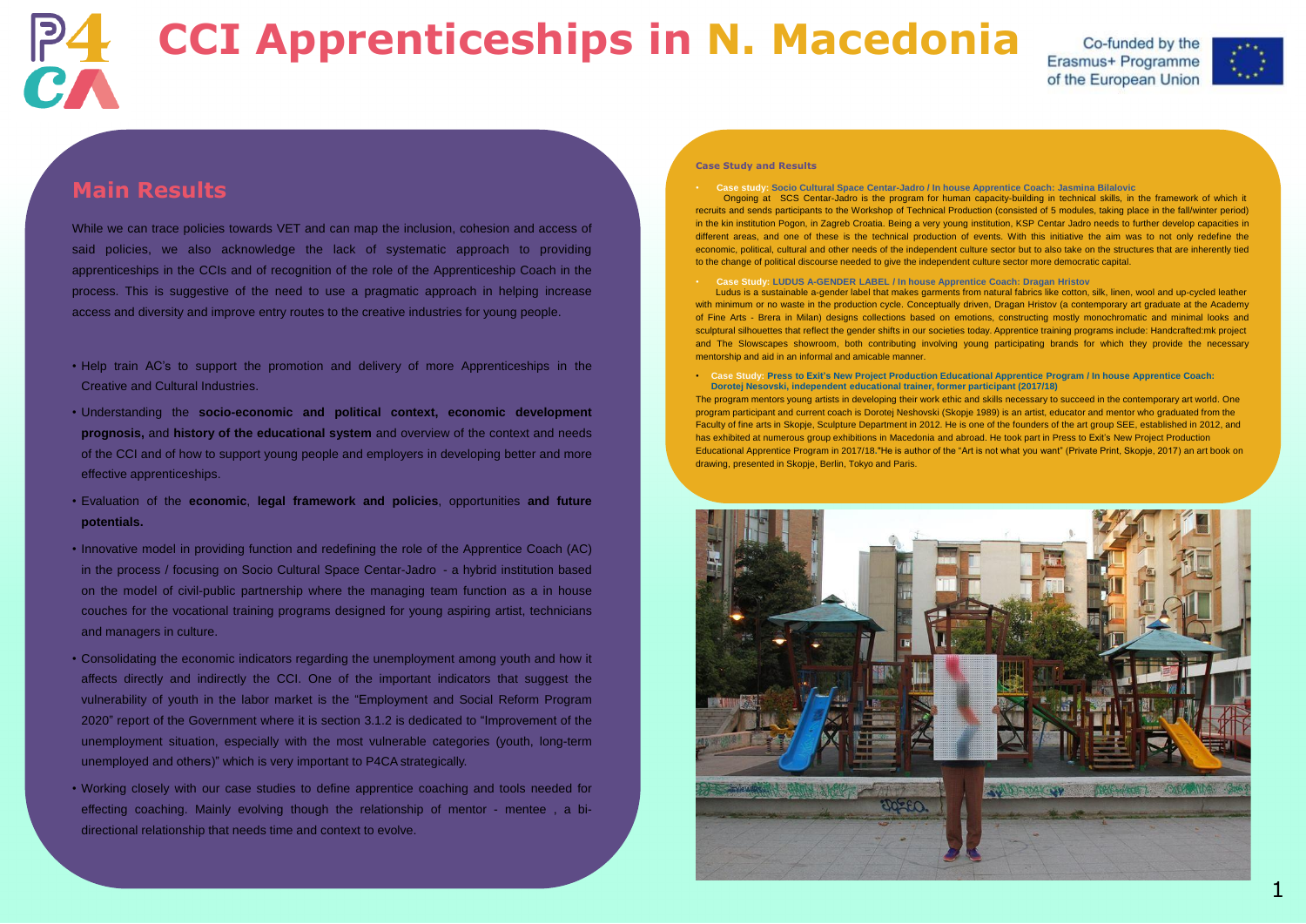# CCI Apprenticeships in N. Macedonia

Co-funded by the Erasmus+ Programme of the European Union

## Main Results

While we can trace policies towards VET and can map the inclusion, cohesion and access of said policies, we also acknowledge the lack of systematic approach to providing apprenticeships in the CCIs and of recognition of the role of the Apprenticeship Coach in the process. This is suggestive of the need to use a pragmatic approach in helping increase access and diversity and improve entry routes to the creative industries for young people.

- Help train AC's to support the promotion and delivery of more Apprenticeships in the Creative and Cultural Industries.
- Understanding the **socio-economic and political context, economic development prognosis,** and **history of the educational system** and overview of the context and needs of the CCI and of how to support young people and employers in developing better and more effective apprenticeships.
- Evaluation of the **economic**, **legal framework and policies**, opportunities **and future potentials.**
- Innovative model in providing function and redefining the role of the Apprentice Coach (AC) in the process / focusing on Socio Cultural Space Centar-Jadro - a hybrid institution based on the model of civil-public partnership where the managing team function as a in house couches for the vocational training programs designed for young aspiring artist, technicians and managers in culture.
- Consolidating the economic indicators regarding the unemployment among youth and how it affects directly and indirectly the CCI. One of the important indicators that suggest the vulnerability of youth in the labor market is the "Employment and Social Reform Program 2020" report of the Government where it is section 3.1.2 is dedicated to "Improvement of the unemployment situation, especially with the most vulnerable categories (youth, long-term unemployed and others)" which is very important to P4CA strategically.
- Working closely with our case studies to define apprentice coaching and tools needed for effecting coaching. Mainly evolving though the relationship of mentor - mentee , a bi-directional relationship that needs time and context to evolve.

**Case Study and Results**

- **Case study: Socio Cultural Space Centar-Jadro / In house Apprentice Coach: Jasmina Bilalovic**

  Ongoing at SCS Centar-Jadro is the program for human capacity-building in technical skills, in the framework of which it recruits and sends participants to the Workshop of Technical Production (consisted of 5 modules, taking place in the fall/winter period) in the kin institution Pogon, in Zagreb Croatia. Being a very young institution, KSP Centar Jadro needs to further develop capacities in different areas, and one of these is the technical production of events. With this initiative the aim was to not only redefine the economic, political, cultural and other needs of the independent culture sector but to also take on the structures that are inherently tied to the change of political discourse needed to give the independent culture sector more democratic capital.

- **Case Study: LUDUS A-GENDER LABEL / In house Apprentice Coach: Dragan Hristov**

  Ludus is a sustainable a-gender label that makes garments from natural fabrics like cotton, silk, linen, wool and up-cycled leather with minimum or no waste in the production cycle. Conceptually driven, Dragan Hristov (a contemporary art graduate at the Academy of Fine Arts - Brera in Milan) designs collections based on emotions, constructing mostly monochromatic and minimal looks and sculptural silhouettes that reflect the gender shifts in our societies today. Apprentice training programs include: Handcrafted:mk project and The Slowscapes showroom, both contributing involving young participating brands for which they provide the necessary mentorship and aid in an informal and amicable manner.

- **Case Study: Press to Exit's New Project Production Educational Apprentice Program / In house Apprentice Coach: Dorotej Nesovski, independent educational trainer, former participant (2017/18)**

  The program mentors young artists in developing their work ethic and skills necessary to succeed in the contemporary art world. One program participant and current coach is Dorotej Neshovski (Skopje 1989) is an artist, educator and mentor who graduated from the Faculty of fine arts in Skopje, Sculpture Department in 2012. He is one of the founders of the art group SEE, established in 2012, and has exhibited at numerous group exhibitions in Macedonia and abroad. He took part in Press to Exit's New Project Production Educational Apprentice Program in 2017/18."He is author of the "Art is not what you want" (Private Print, Skopje, 2017) an art book on drawing, presented in Skopje, Berlin, Tokyo and Paris.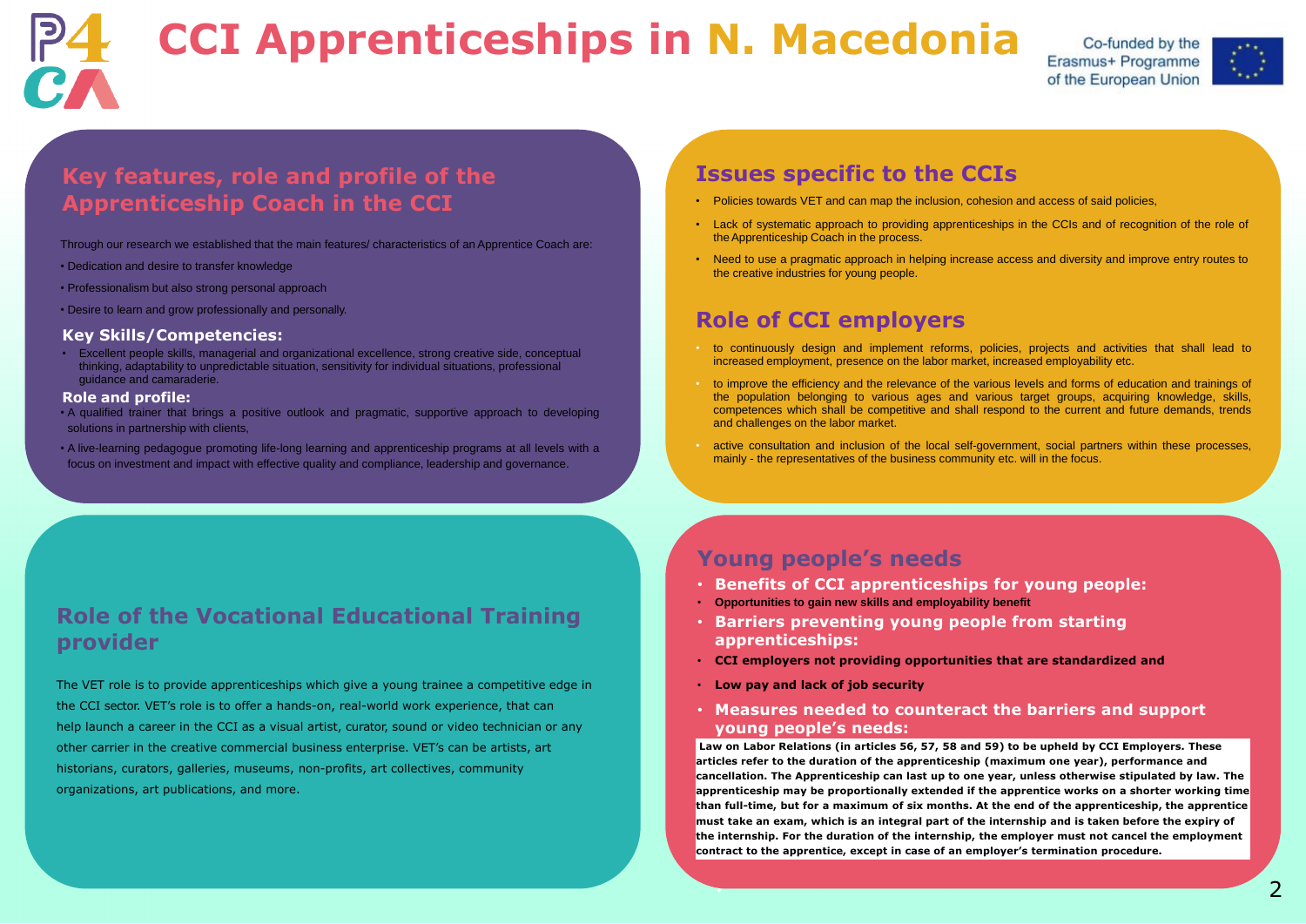# CCI Apprenticeships in N. Macedonia

Co-funded by the Erasmus+ Programme of the European Union

## Key features, role and profile of the Apprenticeship Coach in the CCI

Through our research we established that the main features/ characteristics of an Apprentice Coach are:

- Dedication and desire to transfer knowledge
- Professionalism but also strong personal approach
- Desire to learn and grow professionally and personally.

### Key Skills/Competencies:

- Excellent people skills, managerial and organizational excellence, strong creative side, conceptual thinking, adaptability to unpredictable situation, sensitivity for individual situations, professional guidance and camaraderie.

### Role and profile:

- A qualified trainer that brings a positive outlook and pragmatic, supportive approach to developing solutions in partnership with clients,
- A live-learning pedagogue promoting life-long learning and apprenticeship programs at all levels with a focus on investment and impact with effective quality and compliance, leadership and governance.

## Issues specific to the CCIs

- Policies towards VET and can map the inclusion, cohesion and access of said policies,
- Lack of systematic approach to providing apprenticeships in the CCIs and of recognition of the role of the Apprenticeship Coach in the process.
- Need to use a pragmatic approach in helping increase access and diversity and improve entry routes to the creative industries for young people.

## Role of CCI employers

- to continuously design and implement reforms, policies, projects and activities that shall lead to increased employment, presence on the labor market, increased employability etc.
- to improve the efficiency and the relevance of the various levels and forms of education and trainings of the population belonging to various ages and various target groups, acquiring knowledge, skills, competences which shall be competitive and shall respond to the current and future demands, trends and challenges on the labor market.
- active consultation and inclusion of the local self-government, social partners within these processes, mainly - the representatives of the business community etc. will in the focus.

## Role of the Vocational Educational Training provider

The VET role is to provide apprenticeships which give a young trainee a competitive edge in the CCI sector. VET's role is to offer a hands-on, real-world work experience, that can help launch a career in the CCI as a visual artist, curator, sound or video technician or any other carrier in the creative commercial business enterprise. VET's can be artists, art historians, curators, galleries, museums, non-profits, art collectives, community organizations, art publications, and more.

## Young people's needs

- **Benefits of CCI apprenticeships for young people:**
- **Opportunities to gain new skills and employability benefit**
- **Barriers preventing young people from starting apprenticeships:**
- **CCI employers not providing opportunities that are standardized and**
- **Low pay and lack of job security**
- **Measures needed to counteract the barriers and support young people's needs:**

**Law on Labor Relations (in articles 56, 57, 58 and 59) to be upheld by CCI Employers. These articles refer to the duration of the apprenticeship (maximum one year), performance and cancellation. The Apprenticeship can last up to one year, unless otherwise stipulated by law. The apprenticeship may be proportionally extended if the apprentice works on a shorter working time than full-time, but for a maximum of six months. At the end of the apprenticeship, the apprentice must take an exam, which is an integral part of the internship and is taken before the expiry of the internship. For the duration of the internship, the employer must not cancel the employment contract to the apprentice, except in case of an employer's termination procedure.**